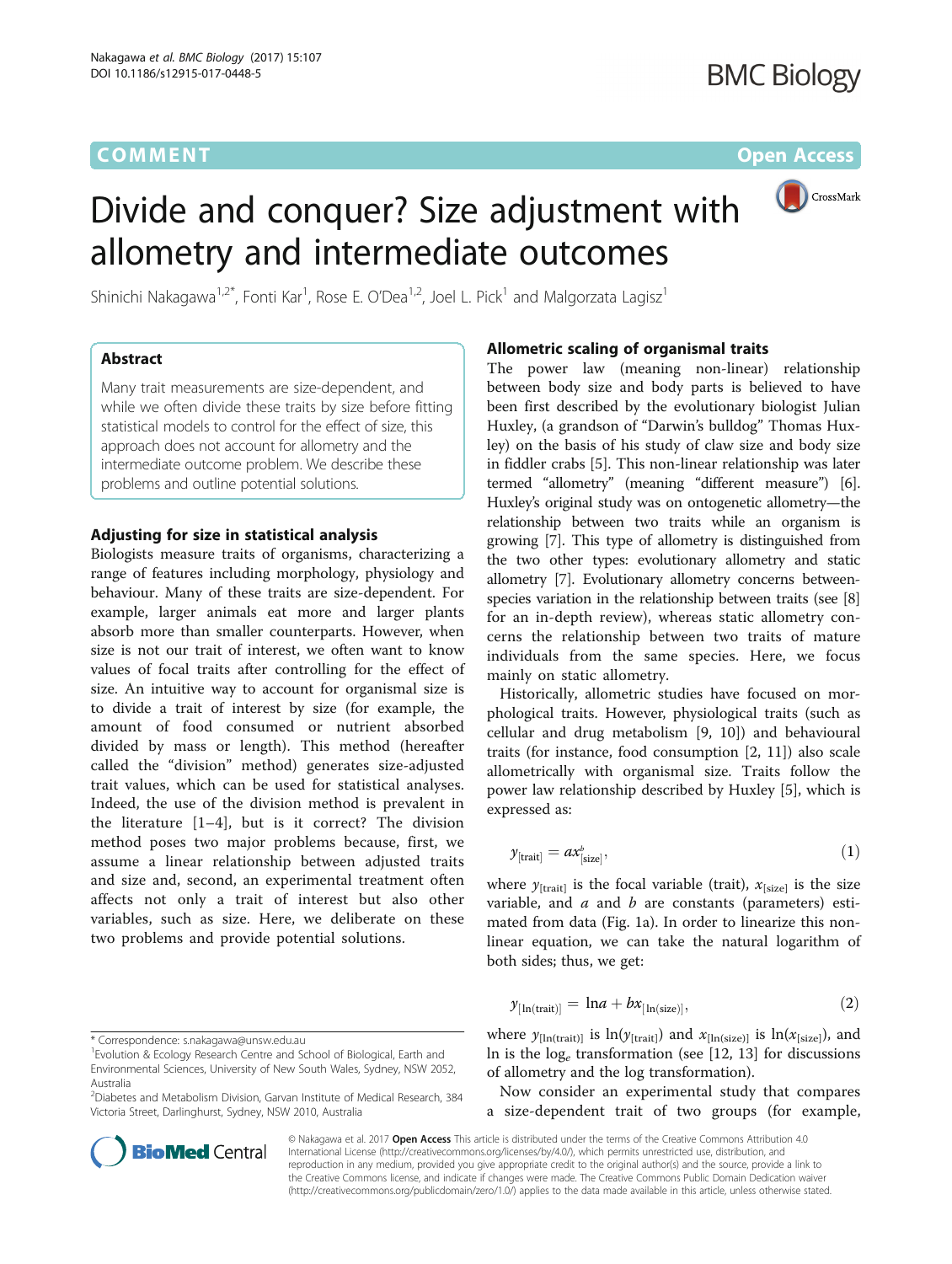COMMENT Open Access

# Divide and conquer? Size adjustment with allometry and intermediate outcomes

Shinichi Nakagawa[1,2*], Fonti Kar[1], Rose E. O'Dea[1,2], Joel L. Pick[1] and Malgorzata Lagisz[1]

## Abstract

Many trait measurements are size-dependent, and while we often divide these traits by size before fitting statistical models to control for the effect of size, this approach does not account for allometry and the intermediate outcome problem. We describe these problems and outline potential solutions.

## Adjusting for size in statistical analysis

Biologists measure traits of organisms, characterizing a range of features including morphology, physiology and behaviour. Many of these traits are size-dependent. For example, larger animals eat more and larger plants absorb more than smaller counterparts. However, when size is not our trait of interest, we often want to know values of focal traits after controlling for the effect of size. An intuitive way to account for organismal size is to divide a trait of interest by size (for example, the amount of food consumed or nutrient absorbed divided by mass or length). This method (hereafter called the "division" method) generates size-adjusted trait values, which can be used for statistical analyses. Indeed, the use of the division method is prevalent in the literature [1–4], but is it correct? The division method poses two major problems because, first, we assume a linear relationship between adjusted traits and size and, second, an experimental treatment often affects not only a trait of interest but also other variables, such as size. Here, we deliberate on these two problems and provide potential solutions.

## Allometric scaling of organismal traits

The power law (meaning non-linear) relationship between body size and body parts is believed to have been first described by the evolutionary biologist Julian Huxley, (a grandson of "Darwin's bulldog" Thomas Huxley) on the basis of his study of claw size and body size in fiddler crabs [5]. This non-linear relationship was later termed "allometry" (meaning "different measure") [6]. Huxley's original study was on ontogenetic allometry—the relationship between two traits while an organism is growing [7]. This type of allometry is distinguished from the two other types: evolutionary allometry and static allometry [7]. Evolutionary allometry concerns between-species variation in the relationship between traits (see [8] for an in-depth review), whereas static allometry concerns the relationship between two traits of mature individuals from the same species. Here, we focus mainly on static allometry.

Historically, allometric studies have focused on morphological traits. However, physiological traits (such as cellular and drug metabolism [9, 10]) and behavioural traits (for instance, food consumption [2, 11]) also scale allometrically with organismal size. Traits follow the power law relationship described by Huxley [5], which is expressed as:

$$y_{[\text{trait}]} = a x^{b}_{[\text{size}]}, \tag{1}$$

where $y_{[\text{trait}]}$ is the focal variable (trait), $x_{[\text{size}]}$ is the size variable, and $a$ and $b$ are constants (parameters) estimated from data (Fig. 1a). In order to linearize this non-linear equation, we can take the natural logarithm of both sides; thus, we get:

$$y_{[\ln(\text{trait})]} = \ln a + b x_{[\ln(\text{size})]}, \tag{2}$$

where $y_{[\ln(\text{trait})]}$ is $\ln(y_{[\text{trait}]})$ and $x_{[\ln(\text{size})]}$ is $\ln(x_{[\text{size}]})$, and ln is the $\log_e$ transformation (see [12, 13] for discussions of allometry and the log transformation).

Now consider an experimental study that compares a size-dependent trait of two groups (for example,

\* Correspondence: s.nakagawa@unsw.edu.au
[1]Evolution & Ecology Research Centre and School of Biological, Earth and Environmental Sciences, University of New South Wales, Sydney, NSW 2052, Australia
[2]Diabetes and Metabolism Division, Garvan Institute of Medical Research, 384 Victoria Street, Darlinghurst, Sydney, NSW 2010, Australia

© Nakagawa et al. 2017 **Open Access** This article is distributed under the terms of the Creative Commons Attribution 4.0 International License (http://creativecommons.org/licenses/by/4.0/), which permits unrestricted use, distribution, and reproduction in any medium, provided you give appropriate credit to the original author(s) and the source, provide a link to the Creative Commons license, and indicate if changes were made. The Creative Commons Public Domain Dedication waiver (http://creativecommons.org/publicdomain/zero/1.0/) applies to the data made available in this article, unless otherwise stated.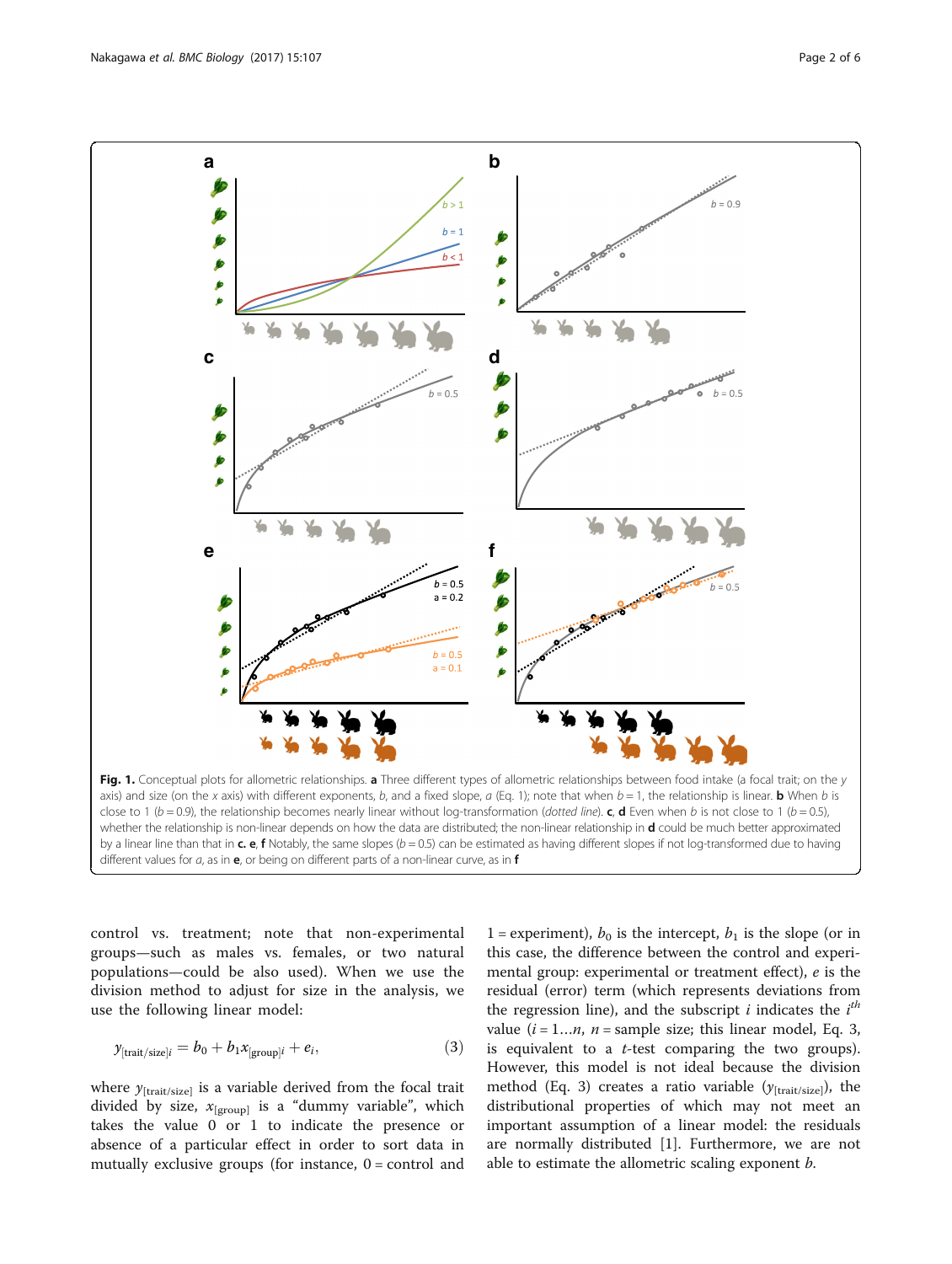Fig. 1. Conceptual plots for allometric relationships. **a** Three different types of allometric relationships between food intake (a focal trait; on the *y* axis) and size (on the *x* axis) with different exponents, *b*, and a fixed slope, *a* (Eq. 1); note that when *b* = 1, the relationship is linear. **b** When *b* is close to 1 (*b* = 0.9), the relationship becomes nearly linear without log-transformation (*dotted line*). **c**, **d** Even when *b* is not close to 1 (*b* = 0.5), whether the relationship is non-linear depends on how the data are distributed; the non-linear relationship in **d** could be much better approximated by a linear line than that in **c**. **e**, **f** Notably, the same slopes (*b* = 0.5) can be estimated as having different slopes if not log-transformed due to having different values for *a*, as in **e**, or being on different parts of a non-linear curve, as in **f**

control vs. treatment; note that non-experimental groups—such as males vs. females, or two natural populations—could be also used). When we use the division method to adjust for size in the analysis, we use the following linear model:

$$y_{[\mathrm{trait/size}]i} = b_0 + b_1 x_{[\mathrm{group}]i} + e_i, \tag{3}$$

where $y_{[\mathrm{trait/size}]}$ is a variable derived from the focal trait divided by size, $x_{[\mathrm{group}]}$ is a "dummy variable", which takes the value 0 or 1 to indicate the presence or absence of a particular effect in order to sort data in mutually exclusive groups (for instance, 0 = control and 1 = experiment), $b_0$ is the intercept, $b_1$ is the slope (or in this case, the difference between the control and experimental group: experimental or treatment effect), $e$ is the residual (error) term (which represents deviations from the regression line), and the subscript $i$ indicates the $i^{th}$ value ($i = 1 \ldots n$, $n$ = sample size; this linear model, Eq. 3, is equivalent to a *t*-test comparing the two groups). However, this model is not ideal because the division method (Eq. 3) creates a ratio variable ($y_{[\mathrm{trait/size}]}$), the distributional properties of which may not meet an important assumption of a linear model: the residuals are normally distributed [1]. Furthermore, we are not able to estimate the allometric scaling exponent $b$.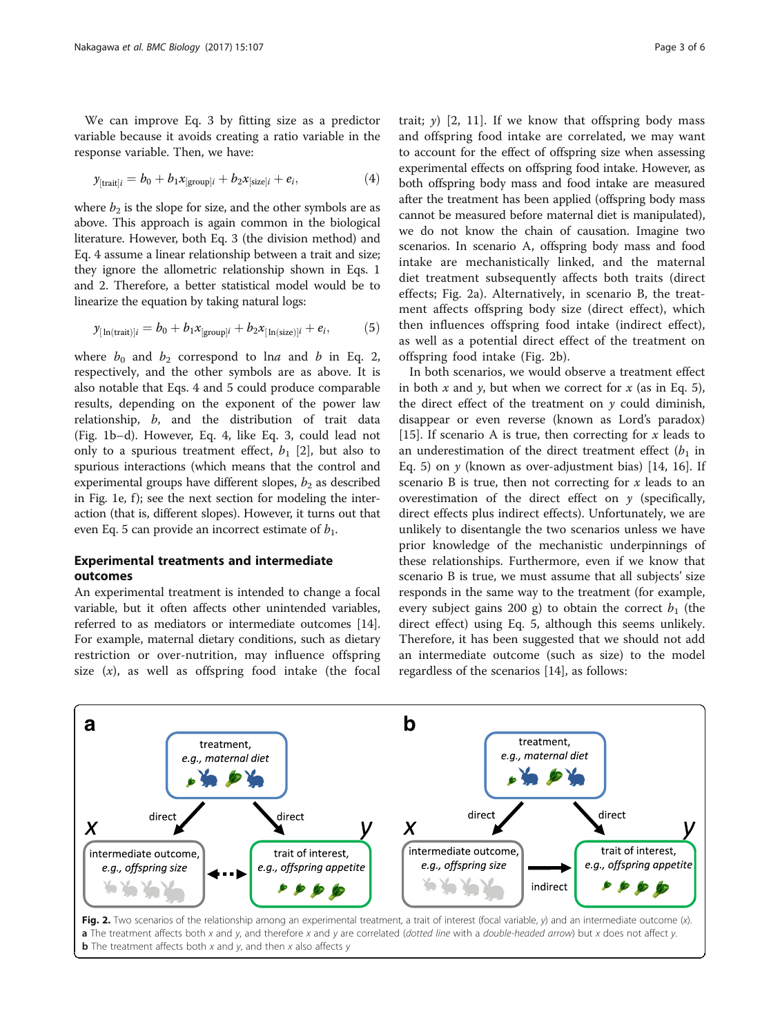We can improve Eq. 3 by fitting size as a predictor variable because it avoids creating a ratio variable in the response variable. Then, we have:

$$y_{[\mathrm{trait}]i} = b_0 + b_1 x_{[\mathrm{group}]i} + b_2 x_{[\mathrm{size}]i} + e_i, \tag{4}$$

where $b_2$ is the slope for size, and the other symbols are as above. This approach is again common in the biological literature. However, both Eq. 3 (the division method) and Eq. 4 assume a linear relationship between a trait and size; they ignore the allometric relationship shown in Eqs. 1 and 2. Therefore, a better statistical model would be to linearize the equation by taking natural logs:

$$y_{[\ln(\mathrm{trait})]i} = b_0 + b_1 x_{[\mathrm{group}]i} + b_2 x_{[\ln(\mathrm{size})]i} + e_i, \tag{5}$$

where $b_0$ and $b_2$ correspond to $\ln a$ and $b$ in Eq. 2, respectively, and the other symbols are as above. It is also notable that Eqs. 4 and 5 could produce comparable results, depending on the exponent of the power law relationship, $b$, and the distribution of trait data (Fig. 1b–d). However, Eq. 4, like Eq. 3, could lead not only to a spurious treatment effect, $b_1$ [2], but also to spurious interactions (which means that the control and experimental groups have different slopes, $b_2$ as described in Fig. 1e, f); see the next section for modeling the interaction (that is, different slopes). However, it turns out that even Eq. 5 can provide an incorrect estimate of $b_1$.

## Experimental treatments and intermediate outcomes

An experimental treatment is intended to change a focal variable, but it often affects other unintended variables, referred to as mediators or intermediate outcomes [14]. For example, maternal dietary conditions, such as dietary restriction or over-nutrition, may influence offspring size ($x$), as well as offspring food intake (the focal trait; $y$) [2, 11]. If we know that offspring body mass and offspring food intake are correlated, we may want to account for the effect of offspring size when assessing experimental effects on offspring food intake. However, as both offspring body mass and food intake are measured after the treatment has been applied (offspring body mass cannot be measured before maternal diet is manipulated), we do not know the chain of causation. Imagine two scenarios. In scenario A, offspring body mass and food intake are mechanistically linked, and the maternal diet treatment subsequently affects both traits (direct effects; Fig. 2a). Alternatively, in scenario B, the treatment affects offspring body size (direct effect), which then influences offspring food intake (indirect effect), as well as a potential direct effect of the treatment on offspring food intake (Fig. 2b).

In both scenarios, we would observe a treatment effect in both $x$ and $y$, but when we correct for $x$ (as in Eq. 5), the direct effect of the treatment on $y$ could diminish, disappear or even reverse (known as Lord's paradox) [15]. If scenario A is true, then correcting for $x$ leads to an underestimation of the direct treatment effect ($b_1$ in Eq. 5) on $y$ (known as over-adjustment bias) [14, 16]. If scenario B is true, then not correcting for $x$ leads to an overestimation of the direct effect on $y$ (specifically, direct effects plus indirect effects). Unfortunately, we are unlikely to disentangle the two scenarios unless we have prior knowledge of the mechanistic underpinnings of these relationships. Furthermore, even if we know that scenario B is true, we must assume that all subjects' size responds in the same way to the treatment (for example, every subject gains 200 g) to obtain the correct $b_1$ (the direct effect) using Eq. 5, although this seems unlikely. Therefore, it has been suggested that we should not add an intermediate outcome (such as size) to the model regardless of the scenarios [14], as follows:

**Fig. 2.** Two scenarios of the relationship among an experimental treatment, a trait of interest (focal variable, $y$) and an intermediate outcome ($x$). **a** The treatment affects both $x$ and $y$, and therefore $x$ and $y$ are correlated (*dotted line* with a *double-headed arrow*) but $x$ does not affect $y$. **b** The treatment affects both $x$ and $y$, and then $x$ also affects $y$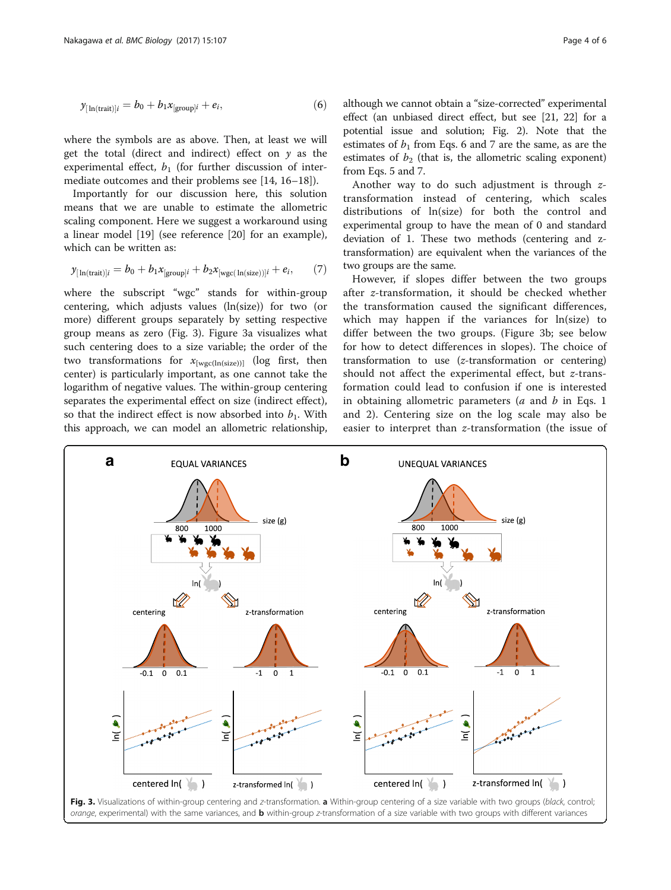$$y_{[\ln(\text{trait})]i} = b_0 + b_1 x_{[\text{group}]i} + e_i, \tag{6}$$

where the symbols are as above. Then, at least we will get the total (direct and indirect) effect on $y$ as the experimental effect, $b_1$ (for further discussion of intermediate outcomes and their problems see [14, 16–18]).

Importantly for our discussion here, this solution means that we are unable to estimate the allometric scaling component. Here we suggest a workaround using a linear model [19] (see reference [20] for an example), which can be written as:

$$y_{[\ln(\text{trait})]i} = b_0 + b_1 x_{[\text{group}]i} + b_2 x_{[\text{wgc}(\ln(\text{size}))]i} + e_i, \tag{7}$$

where the subscript "wgc" stands for within-group centering, which adjusts values (ln(size)) for two (or more) different groups separately by setting respective group means as zero (Fig. 3). Figure 3a visualizes what such centering does to a size variable; the order of the two transformations for $x_{[\text{wgc}(\ln(\text{size}))]}$ (log first, then center) is particularly important, as one cannot take the logarithm of negative values. The within-group centering separates the experimental effect on size (indirect effect), so that the indirect effect is now absorbed into $b_1$. With this approach, we can model an allometric relationship, although we cannot obtain a "size-corrected" experimental effect (an unbiased direct effect, but see [21, 22] for a potential issue and solution; Fig. 2). Note that the estimates of $b_1$ from Eqs. 6 and 7 are the same, as are the estimates of $b_2$ (that is, the allometric scaling exponent) from Eqs. 5 and 7.

Another way to do such adjustment is through $z$-transformation instead of centering, which scales distributions of ln(size) for both the control and experimental group to have the mean of 0 and standard deviation of 1. These two methods (centering and $z$-transformation) are equivalent when the variances of the two groups are the same.

However, if slopes differ between the two groups after $z$-transformation, it should be checked whether the transformation caused the significant differences, which may happen if the variances for ln(size) to differ between the two groups. (Figure 3b; see below for how to detect differences in slopes). The choice of transformation to use ($z$-transformation or centering) should not affect the experimental effect, but $z$-transformation could lead to confusion if one is interested in obtaining allometric parameters ($a$ and $b$ in Eqs. 1 and 2). Centering size on the log scale may also be easier to interpret than $z$-transformation (the issue of

**Fig. 3.** Visualizations of within-group centering and $z$-transformation. **a** Within-group centering of a size variable with two groups (*black*, control; *orange*, experimental) with the same variances, and **b** within-group $z$-transformation of a size variable with two groups with different variances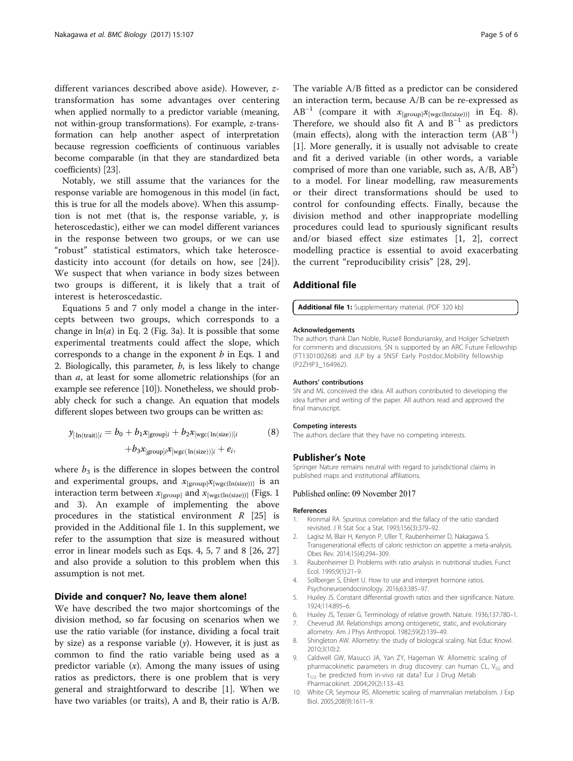different variances described above aside). However, z-transformation has some advantages over centering when applied normally to a predictor variable (meaning, not within-group transformations). For example, z-transformation can help another aspect of interpretation because regression coefficients of continuous variables become comparable (in that they are standardized beta coefficients) [23].

Notably, we still assume that the variances for the response variable are homogenous in this model (in fact, this is true for all the models above). When this assumption is not met (that is, the response variable, $y$, is heteroscedastic), either we can model different variances in the response between two groups, or we can use "robust" statistical estimators, which take heteroscedasticity into account (for details on how, see [24]). We suspect that when variance in body sizes between two groups is different, it is likely that a trait of interest is heteroscedastic.

Equations 5 and 7 only model a change in the intercepts between two groups, which corresponds to a change in $\ln(a)$ in Eq. 2 (Fig. 3a). It is possible that some experimental treatments could affect the slope, which corresponds to a change in the exponent $b$ in Eqs. 1 and 2. Biologically, this parameter, $b$, is less likely to change than $a$, at least for some allometric relationships (for an example see reference [10]). Nonetheless, we should probably check for such a change. An equation that models different slopes between two groups can be written as:

$$y_{[\ln(\text{trait})]i} = b_0 + b_1 x_{[\text{group}]i} + b_2 x_{[\text{wgc}(\ln(\text{size}))]i} + b_3 x_{[\text{group}]i} x_{[\text{wgc}(\ln(\text{size}))]i} + e_i, \tag{8}$$

where $b_3$ is the difference in slopes between the control and experimental groups, and $x_{[\text{group}]}x_{[\text{wgc}(\ln(\text{size}))]}$ is an interaction term between $x_{[\text{group}]}$ and $x_{[\text{wgc}(\ln(\text{size}))]}$ (Figs. 1 and 3). An example of implementing the above procedures in the statistical environment $R$ [25] is provided in the Additional file 1. In this supplement, we refer to the assumption that size is measured without error in linear models such as Eqs. 4, 5, 7 and 8 [26, 27] and also provide a solution to this problem when this assumption is not met.

## Divide and conquer? No, leave them alone!

We have described the two major shortcomings of the division method, so far focusing on scenarios when we use the ratio variable (for instance, dividing a focal trait by size) as a response variable ($y$). However, it is just as common to find the ratio variable being used as a predictor variable ($x$). Among the many issues of using ratios as predictors, there is one problem that is very general and straightforward to describe [1]. When we have two variables (or traits), A and B, their ratio is A/B. The variable A/B fitted as a predictor can be considered an interaction term, because A/B can be re-expressed as $AB^{-1}$ (compare it with $x_{[\text{group}]}x_{[\text{wgc}(\ln(\text{size}))]}$ in Eq. 8). Therefore, we should also fit A and $B^{-1}$ as predictors (main effects), along with the interaction term ($AB^{-1}$) [1]. More generally, it is usually not advisable to create and fit a derived variable (in other words, a variable comprised of more than one variable, such as, A/B, $AB^2$) to a model. For linear modelling, raw measurements or their direct transformations should be used to control for confounding effects. Finally, because the division method and other inappropriate modelling procedures could lead to spuriously significant results and/or biased effect size estimates [1, 2], correct modelling practice is essential to avoid exacerbating the current "reproducibility crisis" [28, 29].

## Additional file

**Additional file 1:** Supplementary material. (PDF 320 kb)

#### Acknowledgements

The authors thank Dan Noble, Russell Bonduriansky, and Holger Schielzeth for comments and discussions. SN is supported by an ARC Future Fellowship (FT130100268) and JLP by a SNSF Early Postdoc.Mobility fellowship (P2ZHP3_164962).

#### Authors' contributions

SN and ML conceived the idea. All authors contributed to developing the idea further and writing of the paper. All authors read and approved the final manuscript.

#### Competing interests

The authors declare that they have no competing interests.

## Publisher's Note

Springer Nature remains neutral with regard to jurisdictional claims in published maps and institutional affiliations.

Published online: 09 November 2017

#### References

1. Kronmal RA. Spurious correlation and the fallacy of the ratio standard revisited. J R Stat Soc a Stat. 1993;156(3):379–92.
2. Lagisz M, Blair H, Kenyon P, Uller T, Raubenheimer D, Nakagawa S. Transgenerational effects of caloric restriction on appetite: a meta-analysis. Obes Rev. 2014;15(4):294–309.
3. Raubenheimer D. Problems with ratio analysis in nutritional studies. Funct Ecol. 1995;9(1):21–9.
4. Sollberger S, Ehlert U. How to use and interpret hormone ratios. Psychoneuroendocrinology. 2016;63:385–97.
5. Huxley JS. Constant differential growth ratios and their significance. Nature. 1924;114:895–6.
6. Huxley JS, Tessier G. Terminology of relative growth. Nature. 1936;137:780–1.
7. Cheverud JM. Relationships among ontogenetic, static, and evolutionary allometry. Am J Phys Anthropol. 1982;59(2):139–49.
8. Shingleton AW. Allometry: the study of biological scaling. Nat Educ Knowl. 2010;3(10):2.
9. Caldwell GW, Masucci JA, Yan ZY, Hageman W. Allometric scaling of pharmacokinetic parameters in drug discovery: can human CL, $V_{SS}$ and $t_{1/2}$ be predicted from in-vivo rat data? Eur J Drug Metab Pharmacokinet. 2004;29(2):133–43.
10. White CR, Seymour RS. Allometric scaling of mammalian metabolism. J Exp Biol. 2005;208(9):1611–9.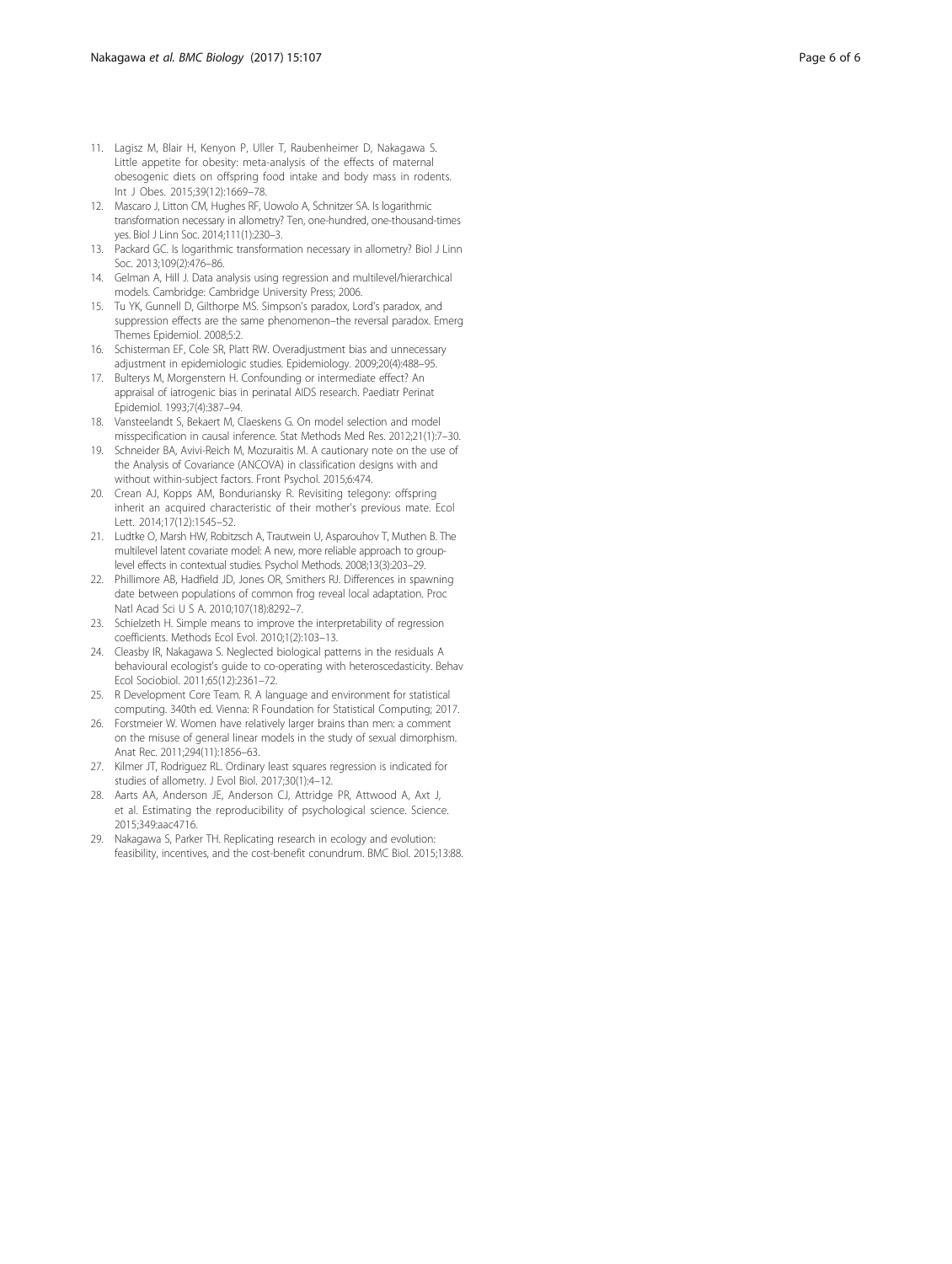11. Lagisz M, Blair H, Kenyon P, Uller T, Raubenheimer D, Nakagawa S. Little appetite for obesity: meta-analysis of the effects of maternal obesogenic diets on offspring food intake and body mass in rodents. Int J Obes. 2015;39(12):1669–78.
12. Mascaro J, Litton CM, Hughes RF, Uowolo A, Schnitzer SA. Is logarithmic transformation necessary in allometry? Ten, one-hundred, one-thousand-times yes. Biol J Linn Soc. 2014;111(1):230–3.
13. Packard GC. Is logarithmic transformation necessary in allometry? Biol J Linn Soc. 2013;109(2):476–86.
14. Gelman A, Hill J. Data analysis using regression and multilevel/hierarchical models. Cambridge: Cambridge University Press; 2006.
15. Tu YK, Gunnell D, Gilthorpe MS. Simpson's paradox, Lord's paradox, and suppression effects are the same phenomenon–the reversal paradox. Emerg Themes Epidemiol. 2008;5:2.
16. Schisterman EF, Cole SR, Platt RW. Overadjustment bias and unnecessary adjustment in epidemiologic studies. Epidemiology. 2009;20(4):488–95.
17. Bulterys M, Morgenstern H. Confounding or intermediate effect? An appraisal of iatrogenic bias in perinatal AIDS research. Paediatr Perinat Epidemiol. 1993;7(4):387–94.
18. Vansteelandt S, Bekaert M, Claeskens G. On model selection and model misspecification in causal inference. Stat Methods Med Res. 2012;21(1):7–30.
19. Schneider BA, Avivi-Reich M, Mozuraitis M. A cautionary note on the use of the Analysis of Covariance (ANCOVA) in classification designs with and without within-subject factors. Front Psychol. 2015;6:474.
20. Crean AJ, Kopps AM, Bonduriansky R. Revisiting telegony: offspring inherit an acquired characteristic of their mother's previous mate. Ecol Lett. 2014;17(12):1545–52.
21. Ludtke O, Marsh HW, Robitzsch A, Trautwein U, Asparouhov T, Muthen B. The multilevel latent covariate model: A new, more reliable approach to group-level effects in contextual studies. Psychol Methods. 2008;13(3):203–29.
22. Phillimore AB, Hadfield JD, Jones OR, Smithers RJ. Differences in spawning date between populations of common frog reveal local adaptation. Proc Natl Acad Sci U S A. 2010;107(18):8292–7.
23. Schielzeth H. Simple means to improve the interpretability of regression coefficients. Methods Ecol Evol. 2010;1(2):103–13.
24. Cleasby IR, Nakagawa S. Neglected biological patterns in the residuals A behavioural ecologist's guide to co-operating with heteroscedasticity. Behav Ecol Sociobiol. 2011;65(12):2361–72.
25. R Development Core Team. R. A language and environment for statistical computing. 340th ed. Vienna: R Foundation for Statistical Computing; 2017.
26. Forstmeier W. Women have relatively larger brains than men: a comment on the misuse of general linear models in the study of sexual dimorphism. Anat Rec. 2011;294(11):1856–63.
27. Kilmer JT, Rodriguez RL. Ordinary least squares regression is indicated for studies of allometry. J Evol Biol. 2017;30(1):4–12.
28. Aarts AA, Anderson JE, Anderson CJ, Attridge PR, Attwood A, Axt J, et al. Estimating the reproducibility of psychological science. Science. 2015;349:aac4716.
29. Nakagawa S, Parker TH. Replicating research in ecology and evolution: feasibility, incentives, and the cost-benefit conundrum. BMC Biol. 2015;13:88.